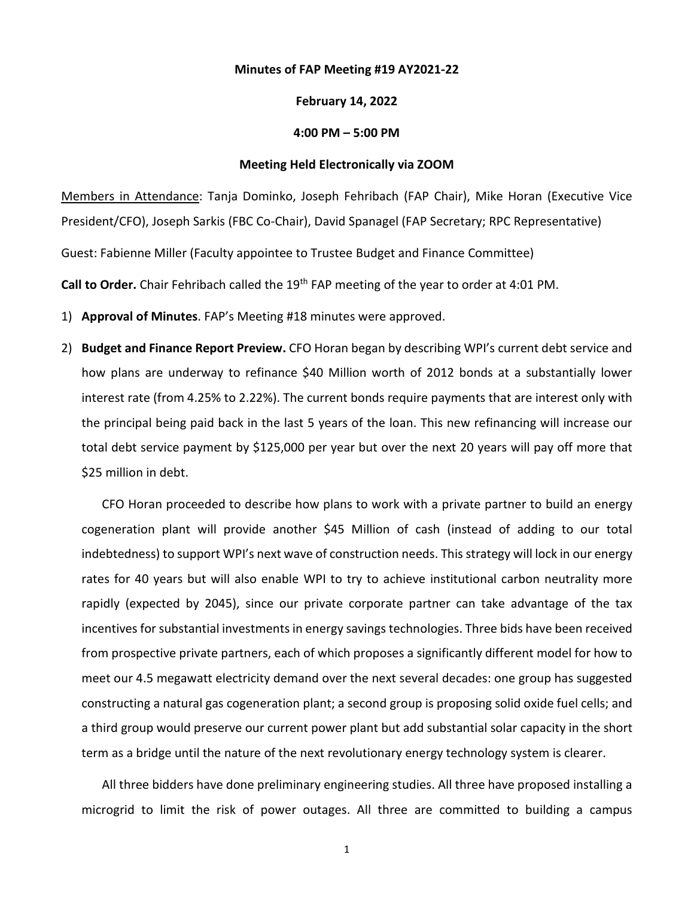**Minutes of FAP Meeting #19 AY2021-22**

**February 14, 2022**

**4:00 PM – 5:00 PM**

**Meeting Held Electronically via ZOOM**

Members in Attendance: Tanja Dominko, Joseph Fehribach (FAP Chair), Mike Horan (Executive Vice President/CFO), Joseph Sarkis (FBC Co-Chair), David Spanagel (FAP Secretary; RPC Representative)

Guest: Fabienne Miller (Faculty appointee to Trustee Budget and Finance Committee)

**Call to Order.** Chair Fehribach called the 19th FAP meeting of the year to order at 4:01 PM.

1) **Approval of Minutes**. FAP's Meeting #18 minutes were approved.

2) **Budget and Finance Report Preview.** CFO Horan began by describing WPI's current debt service and how plans are underway to refinance $40 Million worth of 2012 bonds at a substantially lower interest rate (from 4.25% to 2.22%). The current bonds require payments that are interest only with the principal being paid back in the last 5 years of the loan. This new refinancing will increase our total debt service payment by $125,000 per year but over the next 20 years will pay off more that $25 million in debt.

   CFO Horan proceeded to describe how plans to work with a private partner to build an energy cogeneration plant will provide another $45 Million of cash (instead of adding to our total indebtedness) to support WPI's next wave of construction needs. This strategy will lock in our energy rates for 40 years but will also enable WPI to try to achieve institutional carbon neutrality more rapidly (expected by 2045), since our private corporate partner can take advantage of the tax incentives for substantial investments in energy savings technologies. Three bids have been received from prospective private partners, each of which proposes a significantly different model for how to meet our 4.5 megawatt electricity demand over the next several decades: one group has suggested constructing a natural gas cogeneration plant; a second group is proposing solid oxide fuel cells; and a third group would preserve our current power plant but add substantial solar capacity in the short term as a bridge until the nature of the next revolutionary energy technology system is clearer.

   All three bidders have done preliminary engineering studies. All three have proposed installing a microgrid to limit the risk of power outages. All three are committed to building a campus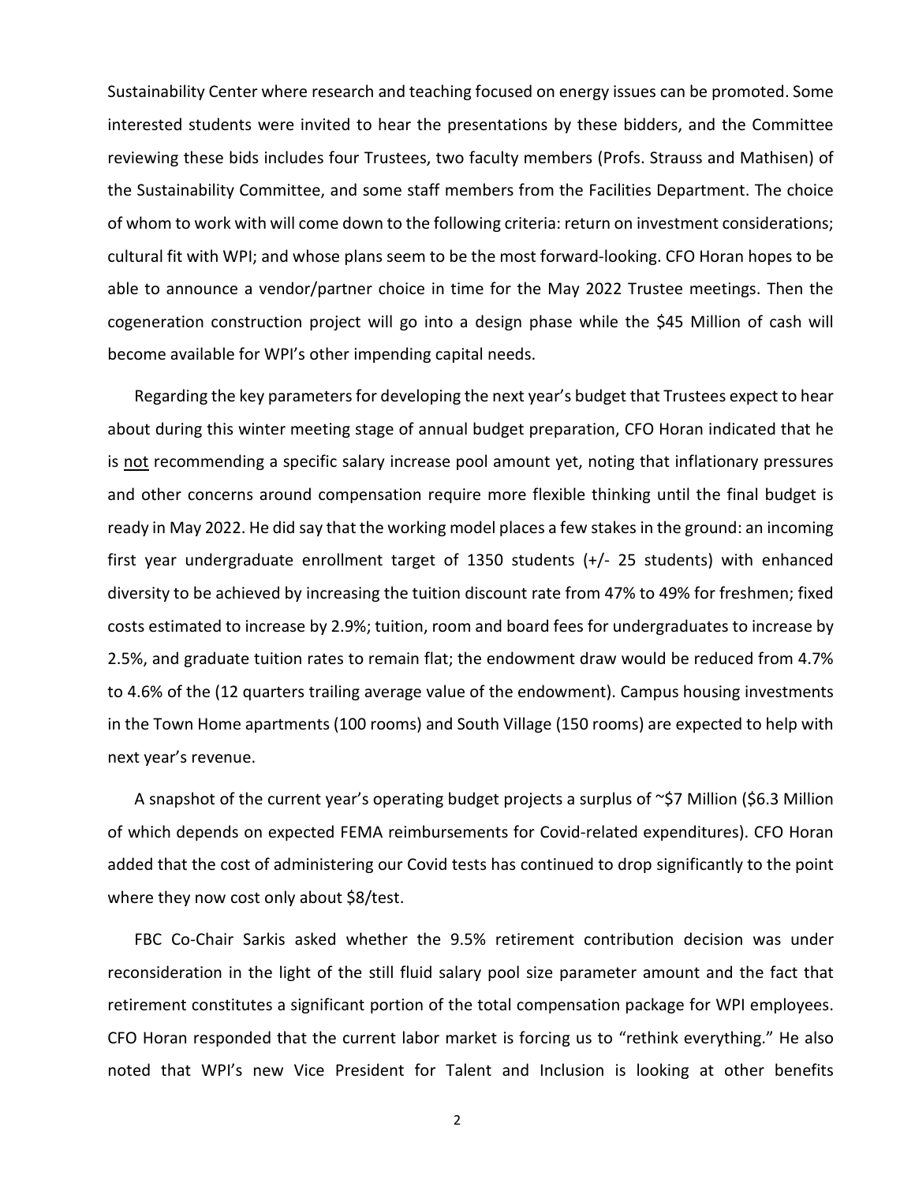Sustainability Center where research and teaching focused on energy issues can be promoted. Some interested students were invited to hear the presentations by these bidders, and the Committee reviewing these bids includes four Trustees, two faculty members (Profs. Strauss and Mathisen) of the Sustainability Committee, and some staff members from the Facilities Department. The choice of whom to work with will come down to the following criteria: return on investment considerations; cultural fit with WPI; and whose plans seem to be the most forward-looking. CFO Horan hopes to be able to announce a vendor/partner choice in time for the May 2022 Trustee meetings. Then the cogeneration construction project will go into a design phase while the $45 Million of cash will become available for WPI's other impending capital needs.

Regarding the key parameters for developing the next year's budget that Trustees expect to hear about during this winter meeting stage of annual budget preparation, CFO Horan indicated that he is <u>not</u> recommending a specific salary increase pool amount yet, noting that inflationary pressures and other concerns around compensation require more flexible thinking until the final budget is ready in May 2022. He did say that the working model places a few stakes in the ground: an incoming first year undergraduate enrollment target of 1350 students (+/- 25 students) with enhanced diversity to be achieved by increasing the tuition discount rate from 47% to 49% for freshmen; fixed costs estimated to increase by 2.9%; tuition, room and board fees for undergraduates to increase by 2.5%, and graduate tuition rates to remain flat; the endowment draw would be reduced from 4.7% to 4.6% of the (12 quarters trailing average value of the endowment). Campus housing investments in the Town Home apartments (100 rooms) and South Village (150 rooms) are expected to help with next year's revenue.

A snapshot of the current year's operating budget projects a surplus of ~$7 Million ($6.3 Million of which depends on expected FEMA reimbursements for Covid-related expenditures). CFO Horan added that the cost of administering our Covid tests has continued to drop significantly to the point where they now cost only about $8/test.

FBC Co-Chair Sarkis asked whether the 9.5% retirement contribution decision was under reconsideration in the light of the still fluid salary pool size parameter amount and the fact that retirement constitutes a significant portion of the total compensation package for WPI employees. CFO Horan responded that the current labor market is forcing us to "rethink everything." He also noted that WPI's new Vice President for Talent and Inclusion is looking at other benefits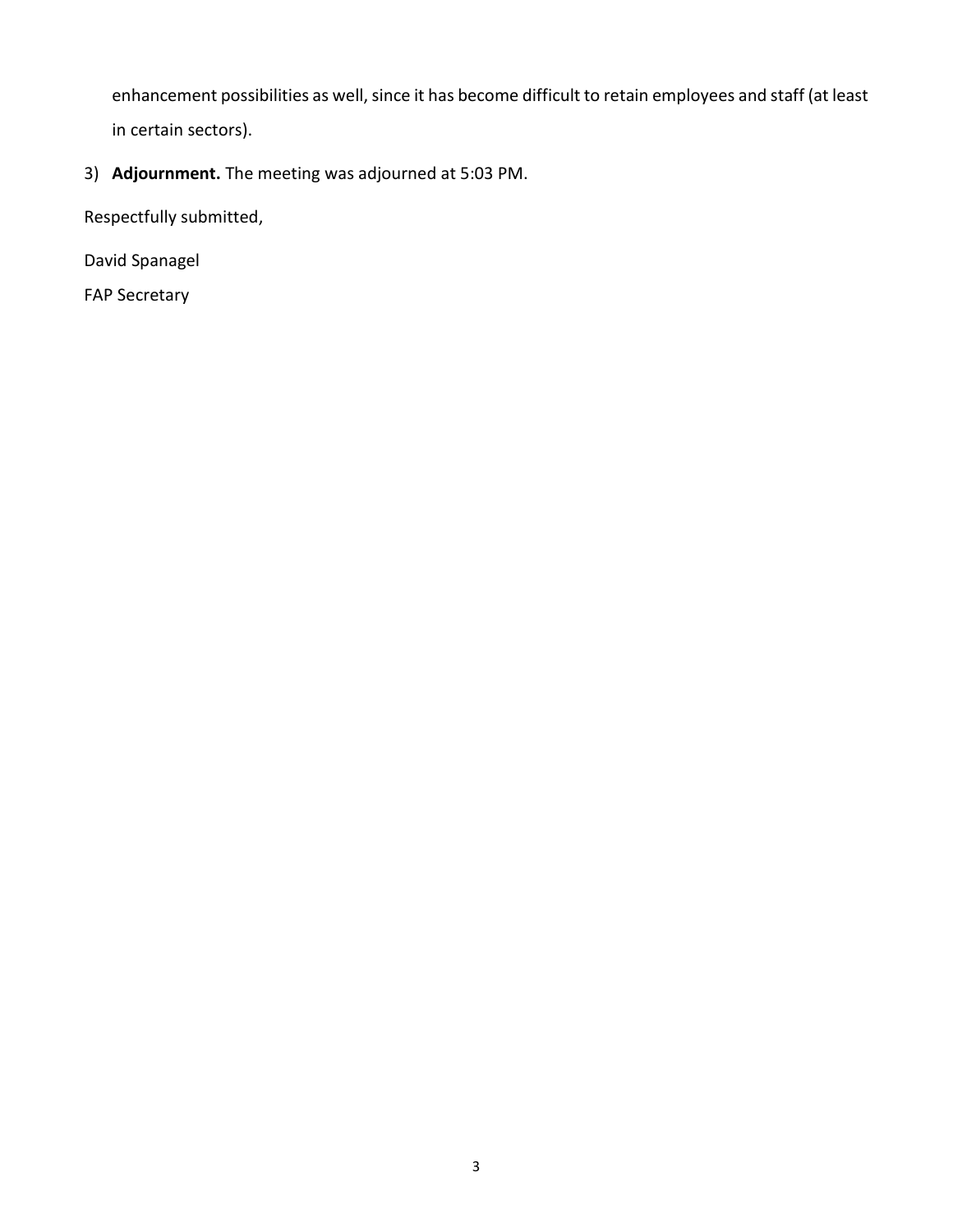enhancement possibilities as well, since it has become difficult to retain employees and staff (at least in certain sectors).

3) **Adjournment.** The meeting was adjourned at 5:03 PM.

Respectfully submitted,

David Spanagel

FAP Secretary